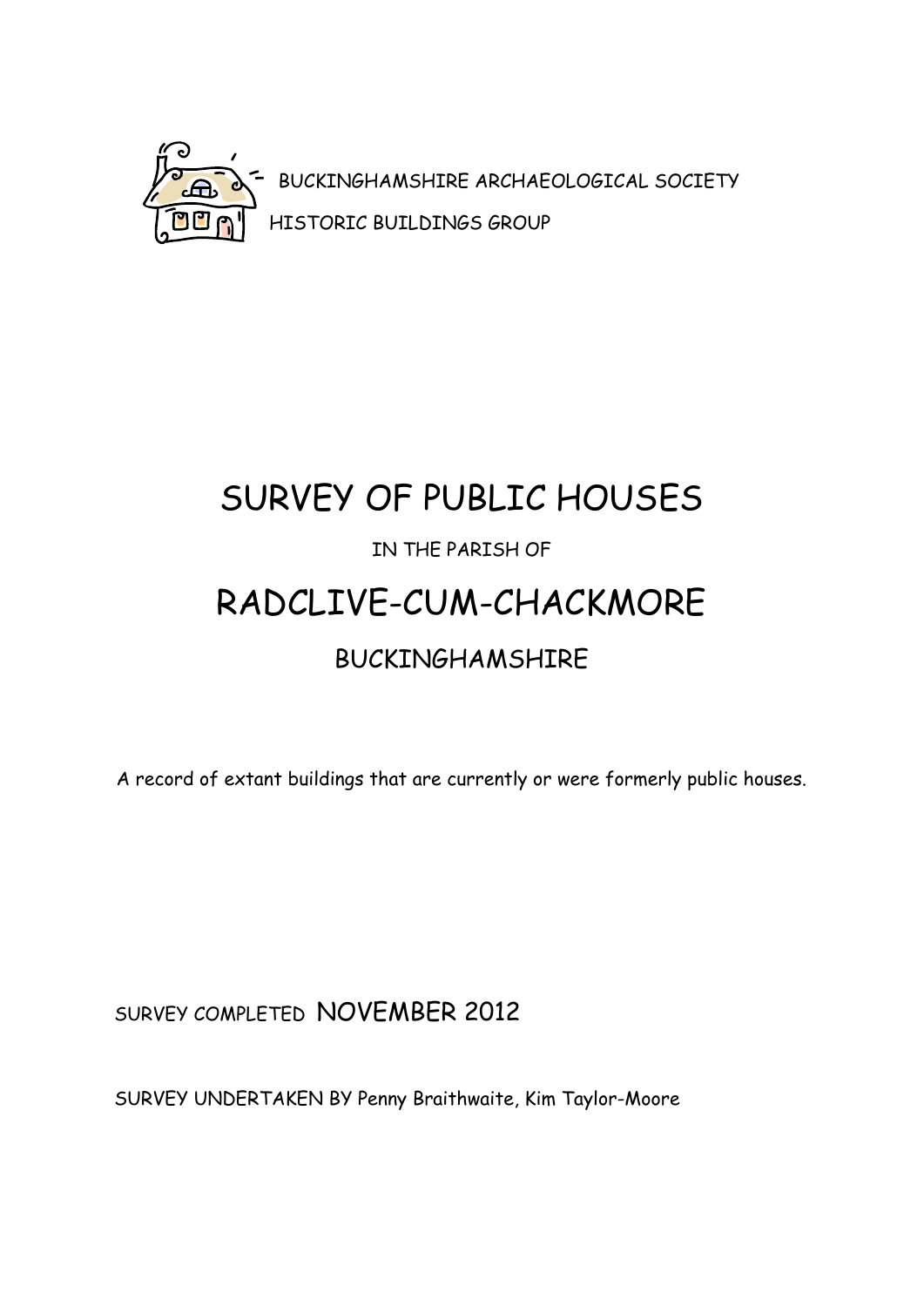BUCKINGHAMSHIRE ARCHAEOLOGICAL SOCIETY

HISTORIC BUILDINGS GROUP

# SURVEY OF PUBLIC HOUSES

IN THE PARISH OF

# RADCLIVE-CUM-CHACKMORE

## BUCKINGHAMSHIRE

A record of extant buildings that are currently or were formerly public houses.

SURVEY COMPLETED NOVEMBER 2012

SURVEY UNDERTAKEN BY Penny Braithwaite, Kim Taylor-Moore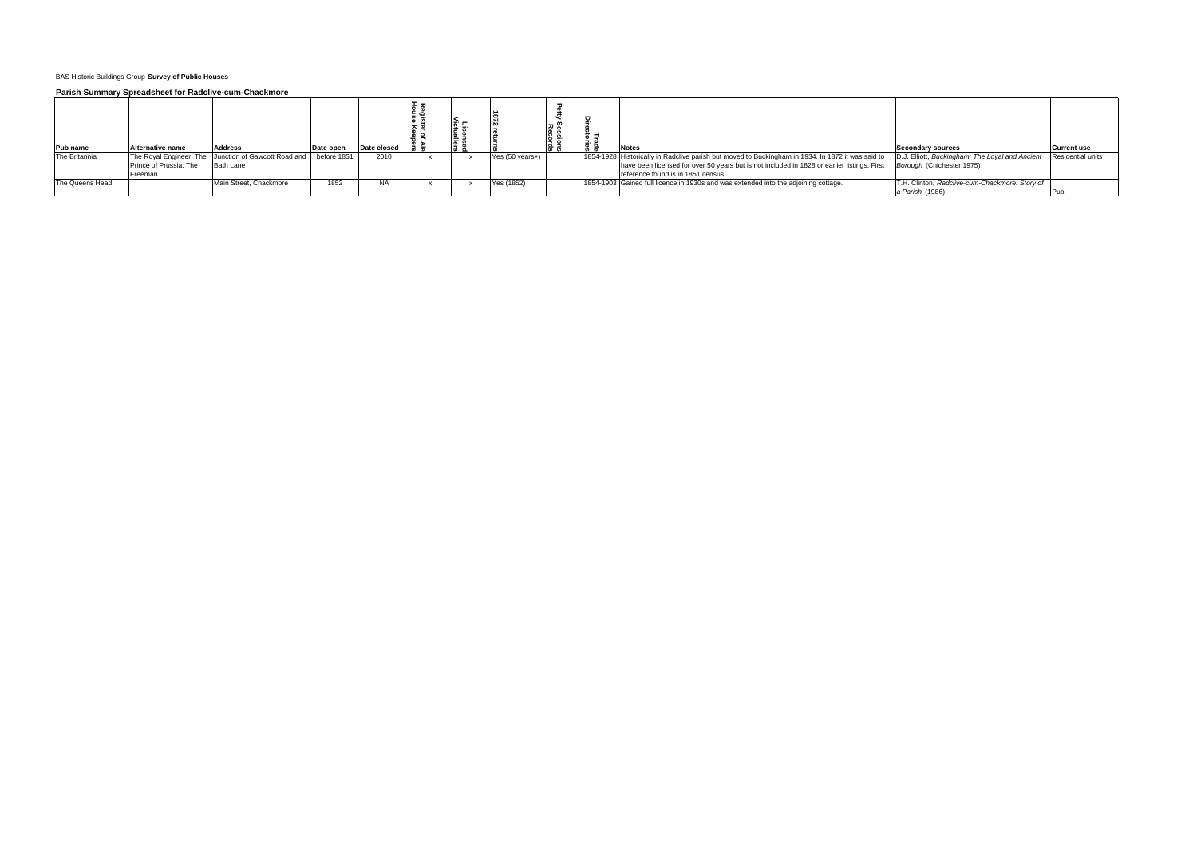BAS Historic Buildings Group **Survey of Public Houses**

**Parish Summary Spreadsheet for Radclive-cum-Chackmore**

| Pub name | Alternative name | Address | Date open | Date closed | Register of Ale House Keepers | Licensed Victuallers | 1872 returns | Petty Sessions Records | Trade Directories | Notes | Secondary sources | Current use |
|---|---|---|---|---|---|---|---|---|---|---|---|---|
| The Britannia | The Royal Engineer; The Prince of Prussia; The Freeman | Junction of Gawcott Road and Bath Lane | before 1851 | 2010 | x | x | Yes (50 years+) | | 1854-1928 | Historically in Radclive parish but moved to Buckingham in 1934. In 1872 it was said to have been licensed for over 50 years but is not included in 1828 or earlier listings. First reference found is in 1851 census. | D.J. Elliott, *Buckingham: The Loyal and Ancient Borough* (Chichester,1975) | Residential units |
| The Queens Head | | Main Street, Chackmore | 1852 | NA | x | x | Yes (1852) | | 1854-1903 | Gained full licence in 1930s and was extended into the adjoining cottage. | T.H. Clinton, *Radclive-cum-Chackmore: Story of a Parish* (1986) | Pub |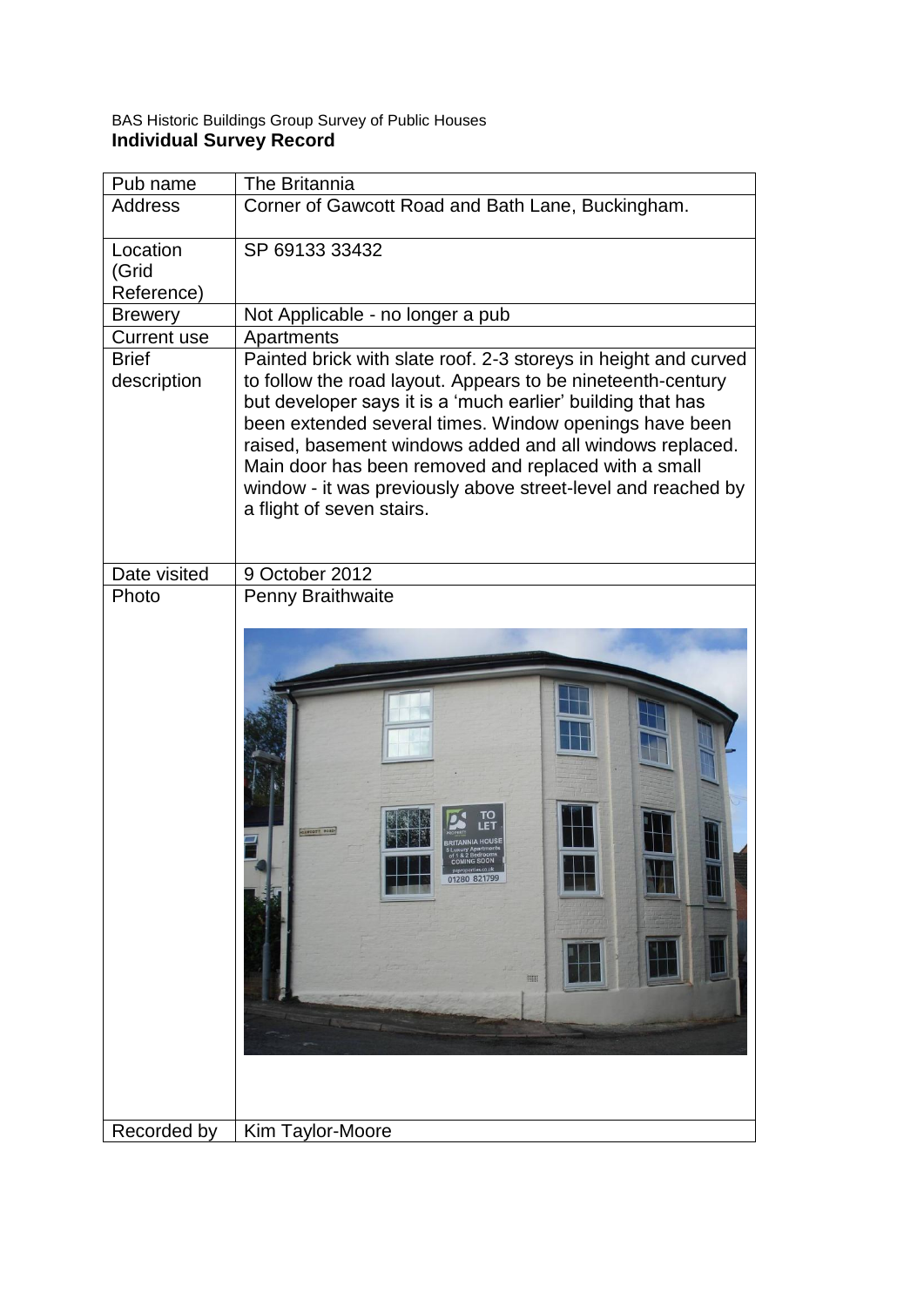BAS Historic Buildings Group Survey of Public Houses

**Individual Survey Record**

| Pub name | The Britannia |
|---|---|
| Address | Corner of Gawcott Road and Bath Lane, Buckingham. |
| Location (Grid Reference) | SP 69133 33432 |
| Brewery | Not Applicable - no longer a pub |
| Current use | Apartments |
| Brief description | Painted brick with slate roof. 2-3 storeys in height and curved to follow the road layout. Appears to be nineteenth-century but developer says it is a 'much earlier' building that has been extended several times. Window openings have been raised, basement windows added and all windows replaced. Main door has been removed and replaced with a small window - it was previously above street-level and reached by a flight of seven stairs. |
| Date visited | 9 October 2012 |
| Photo | Penny Braithwaite |
| Recorded by | Kim Taylor-Moore |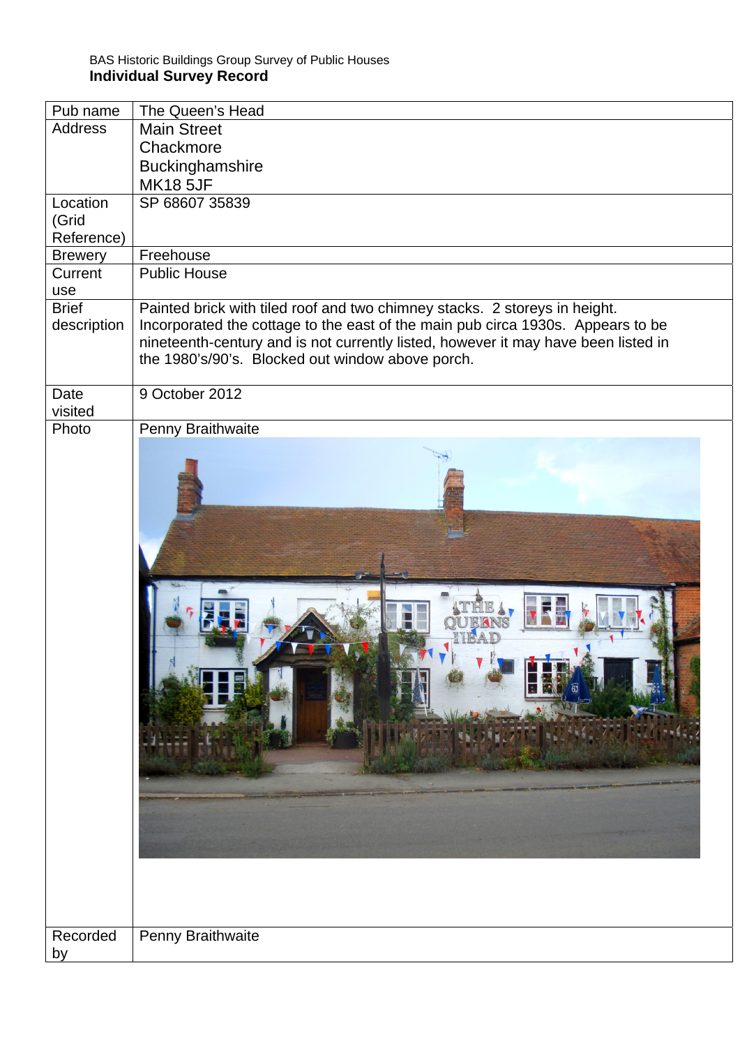BAS Historic Buildings Group Survey of Public Houses

**Individual Survey Record**

| | |
|---|---|
| Pub name | The Queen's Head |
| Address | Main Street<br>Chackmore<br>Buckinghamshire<br>MK18 5JF |
| Location (Grid Reference) | SP 68607 35839 |
| Brewery | Freehouse |
| Current use | Public House |
| Brief description | Painted brick with tiled roof and two chimney stacks. 2 storeys in height. Incorporated the cottage to the east of the main pub circa 1930s. Appears to be nineteenth-century and is not currently listed, however it may have been listed in the 1980's/90's. Blocked out window above porch. |
| Date visited | 9 October 2012 |
| Photo | Penny Braithwaite |
| Recorded by | Penny Braithwaite |